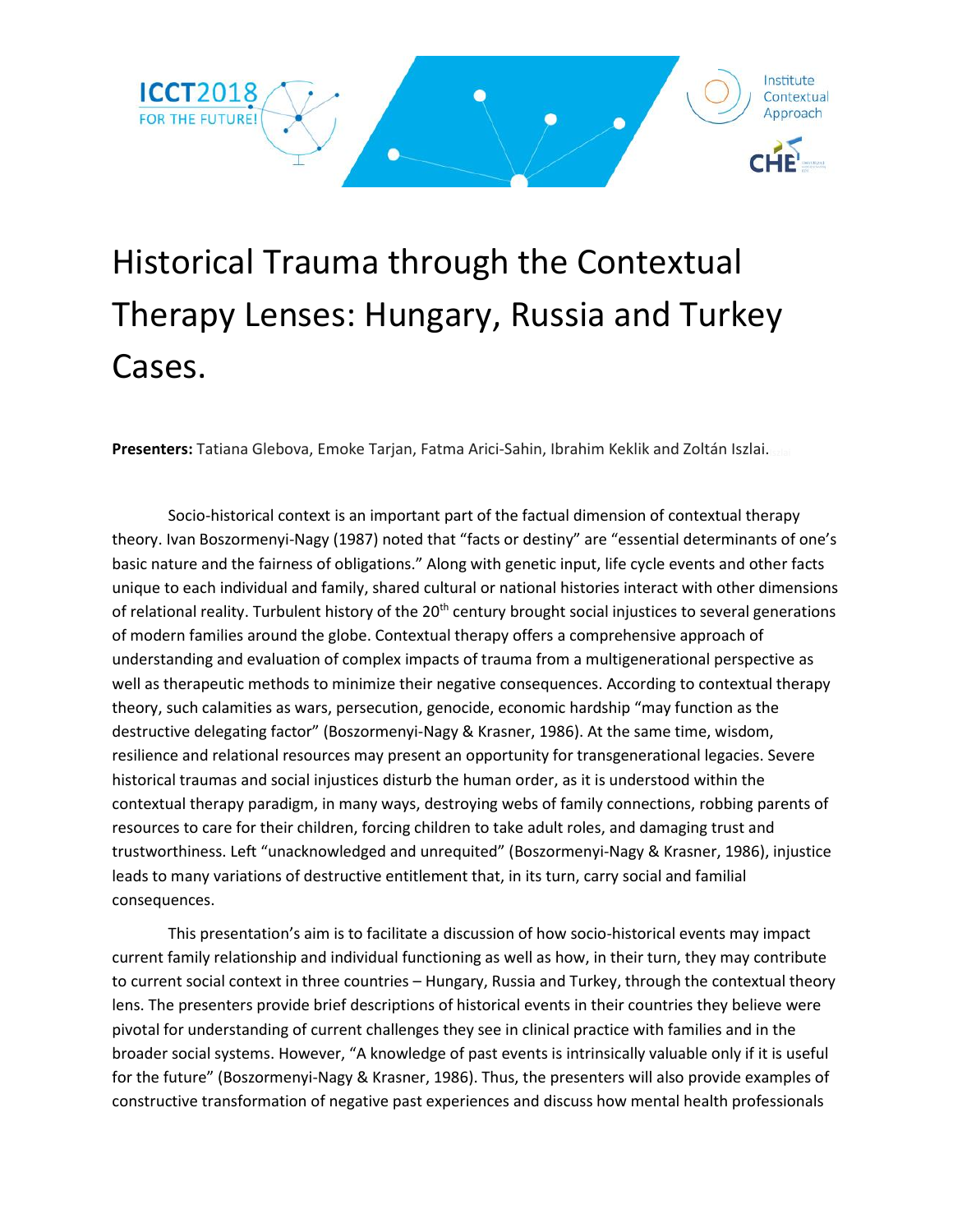# Historical Trauma through the Contextual Therapy Lenses: Hungary, Russia and Turkey Cases.

**Presenters:** Tatiana Glebova, Emoke Tarjan, Fatma Arici-Sahin, Ibrahim Keklik and Zoltán Iszlai.

Socio-historical context is an important part of the factual dimension of contextual therapy theory. Ivan Boszormenyi-Nagy (1987) noted that "facts or destiny" are "essential determinants of one's basic nature and the fairness of obligations." Along with genetic input, life cycle events and other facts unique to each individual and family, shared cultural or national histories interact with other dimensions of relational reality. Turbulent history of the 20th century brought social injustices to several generations of modern families around the globe. Contextual therapy offers a comprehensive approach of understanding and evaluation of complex impacts of trauma from a multigenerational perspective as well as therapeutic methods to minimize their negative consequences. According to contextual therapy theory, such calamities as wars, persecution, genocide, economic hardship "may function as the destructive delegating factor" (Boszormenyi-Nagy & Krasner, 1986). At the same time, wisdom, resilience and relational resources may present an opportunity for transgenerational legacies. Severe historical traumas and social injustices disturb the human order, as it is understood within the contextual therapy paradigm, in many ways, destroying webs of family connections, robbing parents of resources to care for their children, forcing children to take adult roles, and damaging trust and trustworthiness. Left "unacknowledged and unrequited" (Boszormenyi-Nagy & Krasner, 1986), injustice leads to many variations of destructive entitlement that, in its turn, carry social and familial consequences.

This presentation's aim is to facilitate a discussion of how socio-historical events may impact current family relationship and individual functioning as well as how, in their turn, they may contribute to current social context in three countries – Hungary, Russia and Turkey, through the contextual theory lens. The presenters provide brief descriptions of historical events in their countries they believe were pivotal for understanding of current challenges they see in clinical practice with families and in the broader social systems. However, "A knowledge of past events is intrinsically valuable only if it is useful for the future" (Boszormenyi-Nagy & Krasner, 1986). Thus, the presenters will also provide examples of constructive transformation of negative past experiences and discuss how mental health professionals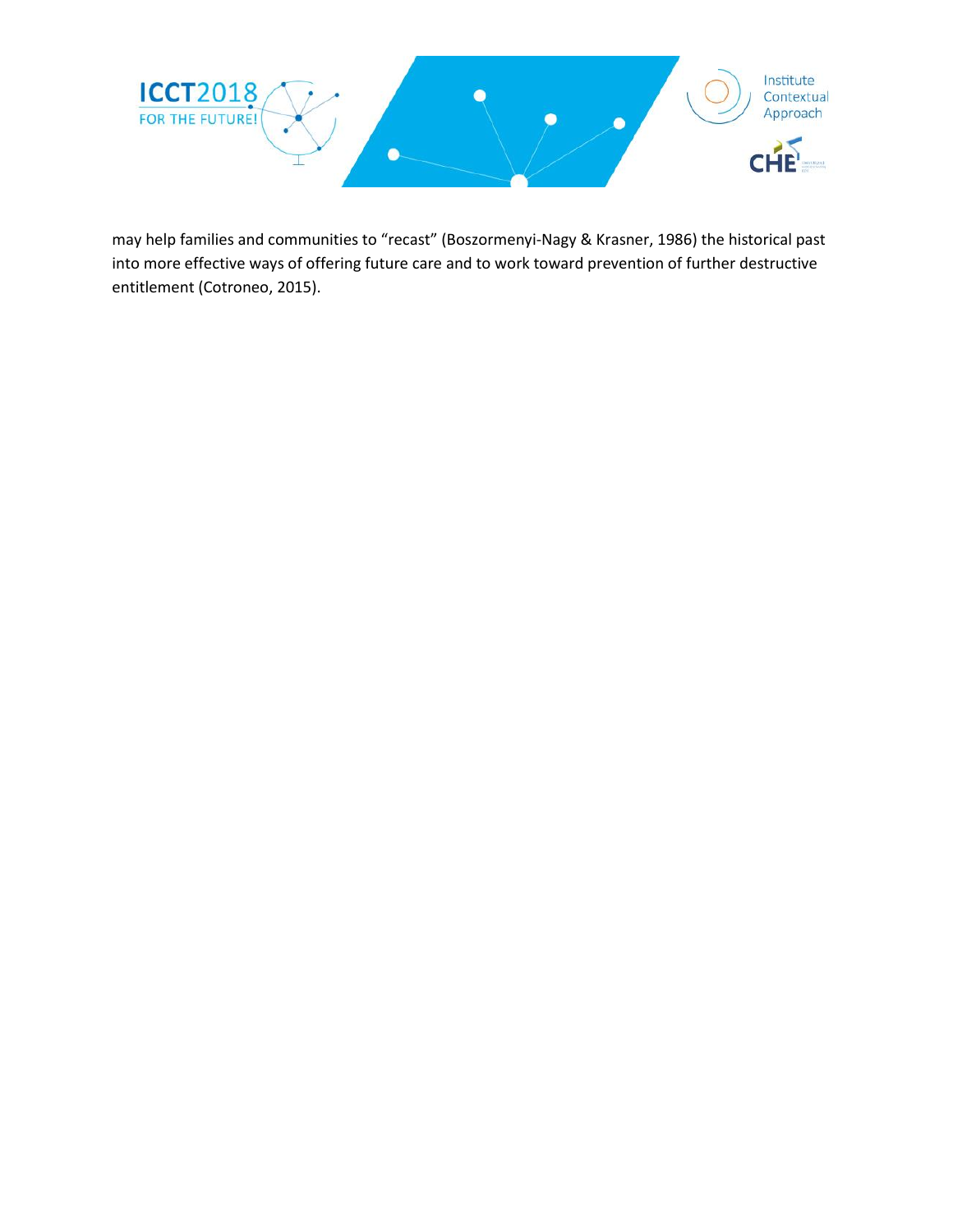may help families and communities to "recast" (Boszormenyi-Nagy & Krasner, 1986) the historical past into more effective ways of offering future care and to work toward prevention of further destructive entitlement (Cotroneo, 2015).